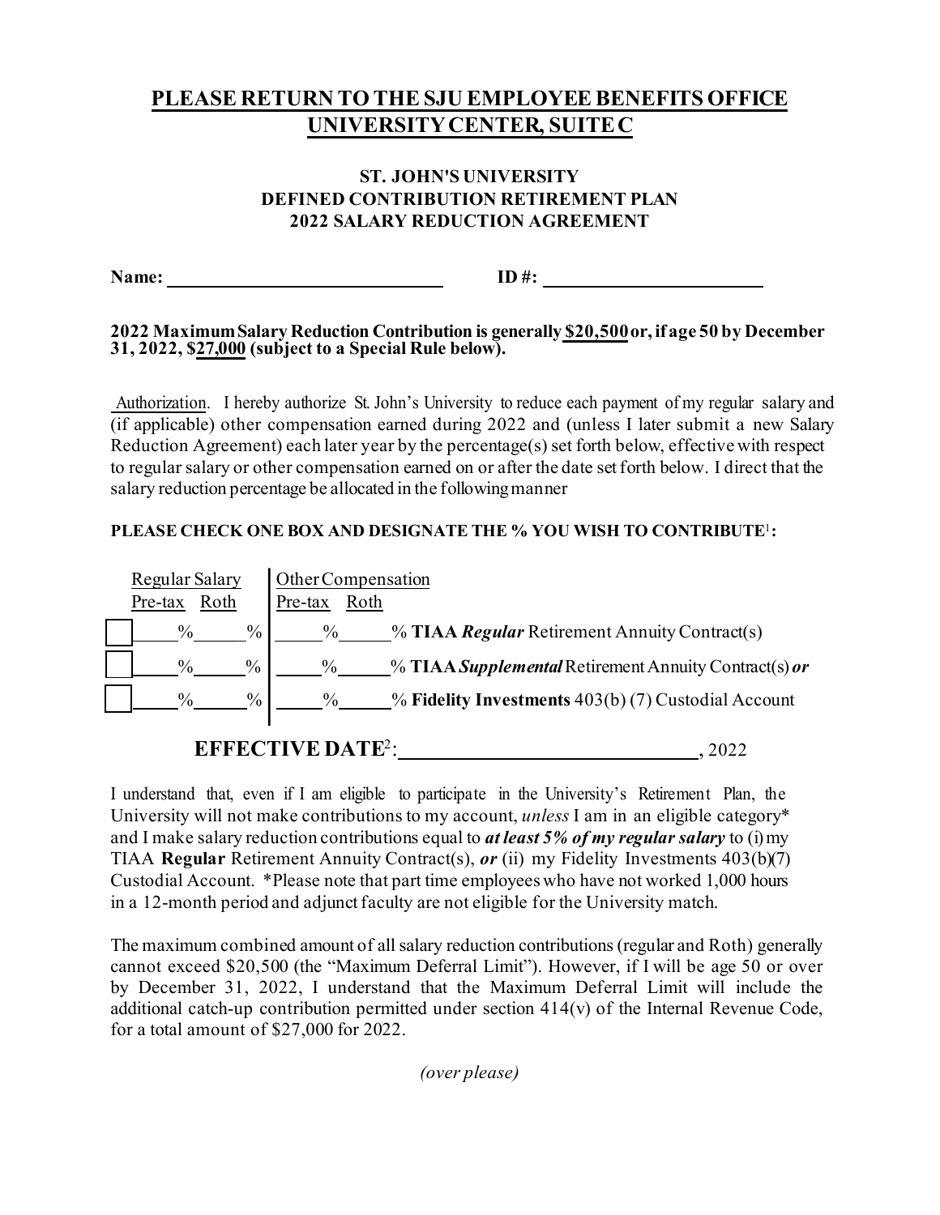# PLEASE RETURN TO THE SJU EMPLOYEE BENEFITS OFFICE UNIVERSITY CENTER, SUITE C

### ST. JOHN'S UNIVERSITY
### DEFINED CONTRIBUTION RETIREMENT PLAN
### 2022 SALARY REDUCTION AGREEMENT

**Name:** ______________________________ **ID #:** ________________________

**2022 Maximum Salary Reduction Contribution is generally $20,500 or, if age 50 by December 31, 2022, $27,000 (subject to a Special Rule below).**

Authorization. I hereby authorize St. John's University to reduce each payment of my regular salary and (if applicable) other compensation earned during 2022 and (unless I later submit a new Salary Reduction Agreement) each later year by the percentage(s) set forth below, effective with respect to regular salary or other compensation earned on or after the date set forth below. I direct that the salary reduction percentage be allocated in the following manner

**PLEASE CHECK ONE BOX AND DESIGNATE THE % YOU WISH TO CONTRIBUTE[1]:**

| | Regular Salary | | Other Compensation | | |
|---|---|---|---|---|---|
| | Pre-tax | Roth | Pre-tax | Roth | |
| ☐ | ____% | ____% | ____% | ____% | **TIAA *Regular*** Retirement Annuity Contract(s) |
| ☐ | ____% | ____% | ____% | ____% | **TIAA *Supplemental*** Retirement Annuity Contract(s) ***or*** |
| ☐ | ____% | ____% | ____% | ____% | **Fidelity Investments** 403(b) (7) Custodial Account |

**EFFECTIVE DATE[2]:** ______________________________, 2022

I understand that, even if I am eligible to participate in the University's Retirement Plan, the University will not make contributions to my account, *unless* I am in an eligible category* and I make salary reduction contributions equal to ***at least 5% of my regular salary*** to (i) my TIAA **Regular** Retirement Annuity Contract(s), ***or*** (ii) my Fidelity Investments 403(b)(7) Custodial Account. *Please note that part time employees who have not worked 1,000 hours in a 12-month period and adjunct faculty are not eligible for the University match.

The maximum combined amount of all salary reduction contributions (regular and Roth) generally cannot exceed $20,500 (the "Maximum Deferral Limit"). However, if I will be age 50 or over by December 31, 2022, I understand that the Maximum Deferral Limit will include the additional catch-up contribution permitted under section 414(v) of the Internal Revenue Code, for a total amount of $27,000 for 2022.

*(over please)*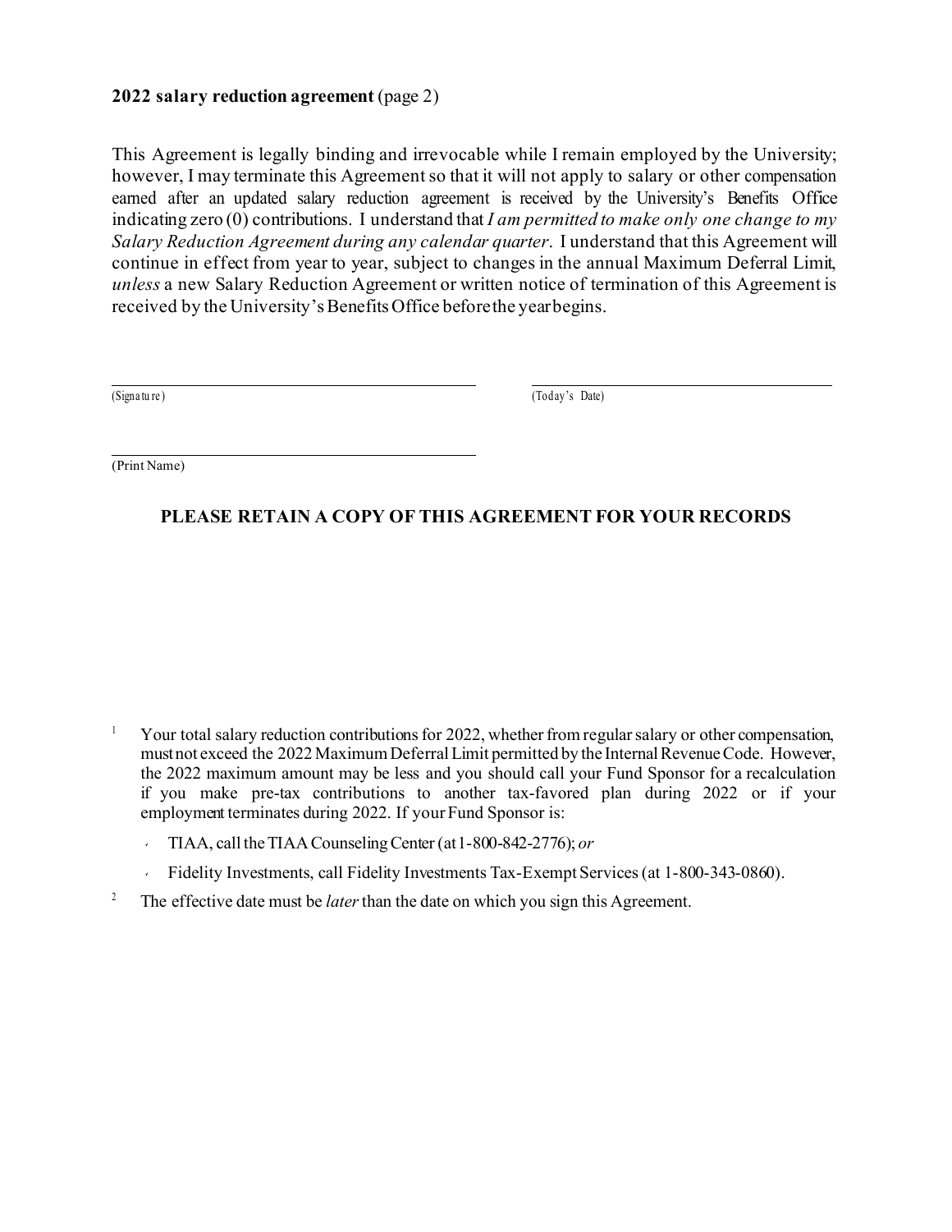**2022 salary reduction agreement** (page 2)

This Agreement is legally binding and irrevocable while I remain employed by the University; however, I may terminate this Agreement so that it will not apply to salary or other compensation earned after an updated salary reduction agreement is received by the University's Benefits Office indicating zero (0) contributions. I understand that *I am permitted to make only one change to my Salary Reduction Agreement during any calendar quarter*. I understand that this Agreement will continue in effect from year to year, subject to changes in the annual Maximum Deferral Limit, *unless* a new Salary Reduction Agreement or written notice of termination of this Agreement is received by the University's Benefits Office before the year begins.

\_\_\_\_\_\_\_\_\_\_\_\_\_\_\_\_\_\_\_\_\_\_\_\_\_\_\_\_\_\_\_\_\_\_\_\_\_\_\_\_ (Signature)

\_\_\_\_\_\_\_\_\_\_\_\_\_\_\_\_\_\_\_\_\_\_\_\_\_\_\_\_\_\_\_\_\_\_ (Today's Date)

\_\_\_\_\_\_\_\_\_\_\_\_\_\_\_\_\_\_\_\_\_\_\_\_\_\_\_\_\_\_\_\_\_\_\_\_\_\_\_\_ (Print Name)

**PLEASE RETAIN A COPY OF THIS AGREEMENT FOR YOUR RECORDS**

[1] Your total salary reduction contributions for 2022, whether from regular salary or other compensation, must not exceed the 2022 Maximum Deferral Limit permitted by the Internal Revenue Code. However, the 2022 maximum amount may be less and you should call your Fund Sponsor for a recalculation if you make pre-tax contributions to another tax-favored plan during 2022 or if your employment terminates during 2022. If your Fund Sponsor is:

- TIAA, call the TIAA Counseling Center (at 1-800-842-2776); *or*
- Fidelity Investments, call Fidelity Investments Tax-Exempt Services (at 1-800-343-0860).

[2] The effective date must be *later* than the date on which you sign this Agreement.